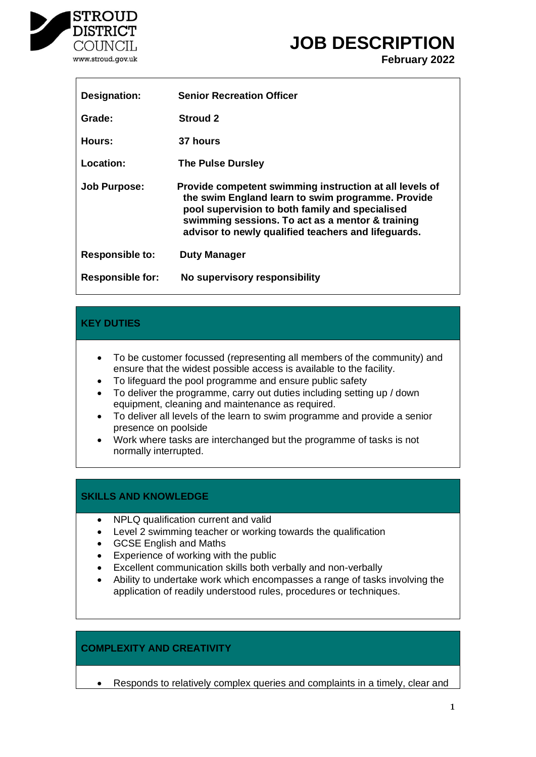STROUD DISTRICT COUNCIL
www.stroud.gov.uk

# JOB DESCRIPTION

**February 2022**

| | |
|---|---|
| **Designation:** | **Senior Recreation Officer** |
| **Grade:** | **Stroud 2** |
| **Hours:** | **37 hours** |
| **Location:** | **The Pulse Dursley** |
| **Job Purpose:** | **Provide competent swimming instruction at all levels of the swim England learn to swim programme. Provide pool supervision to both family and specialised swimming sessions. To act as a mentor & training advisor to newly qualified teachers and lifeguards.** |
| **Responsible to:** | **Duty Manager** |
| **Responsible for:** | **No supervisory responsibility** |

## KEY DUTIES

- To be customer focussed (representing all members of the community) and ensure that the widest possible access is available to the facility.
- To lifeguard the pool programme and ensure public safety
- To deliver the programme, carry out duties including setting up / down equipment, cleaning and maintenance as required.
- To deliver all levels of the learn to swim programme and provide a senior presence on poolside
- Work where tasks are interchanged but the programme of tasks is not normally interrupted.

## SKILLS AND KNOWLEDGE

- NPLQ qualification current and valid
- Level 2 swimming teacher or working towards the qualification
- GCSE English and Maths
- Experience of working with the public
- Excellent communication skills both verbally and non-verbally
- Ability to undertake work which encompasses a range of tasks involving the application of readily understood rules, procedures or techniques.

## COMPLEXITY AND CREATIVITY

- Responds to relatively complex queries and complaints in a timely, clear and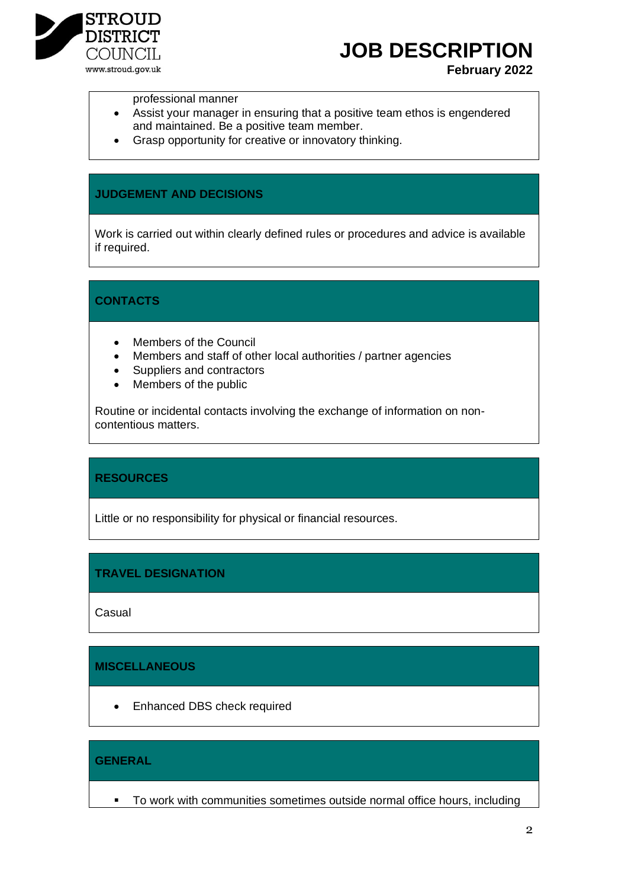professional manner

- Assist your manager in ensuring that a positive team ethos is engendered and maintained. Be a positive team member.
- Grasp opportunity for creative or innovatory thinking.

## JUDGEMENT AND DECISIONS

Work is carried out within clearly defined rules or procedures and advice is available if required.

## CONTACTS

- Members of the Council
- Members and staff of other local authorities / partner agencies
- Suppliers and contractors
- Members of the public

Routine or incidental contacts involving the exchange of information on non-contentious matters.

## RESOURCES

Little or no responsibility for physical or financial resources.

## TRAVEL DESIGNATION

Casual

## MISCELLANEOUS

- Enhanced DBS check required

## GENERAL

- To work with communities sometimes outside normal office hours, including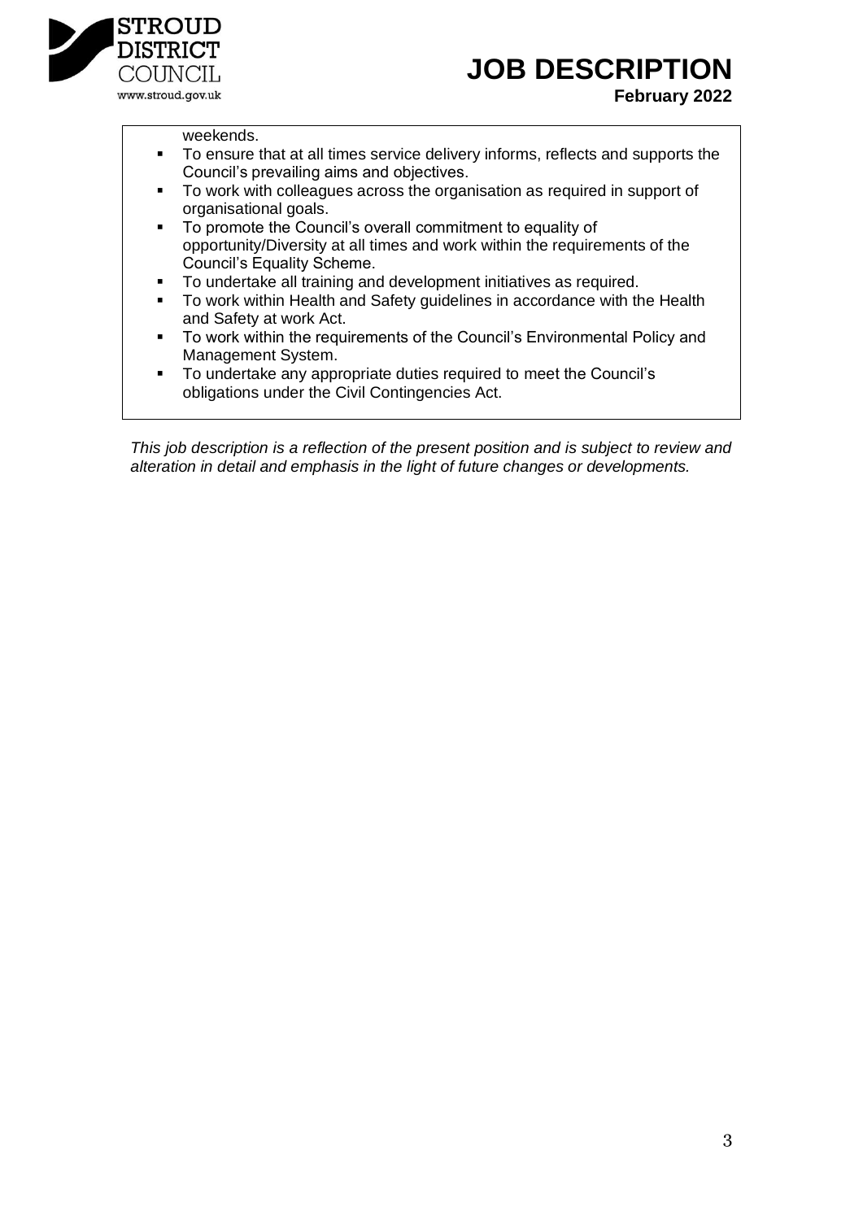weekends.

- To ensure that at all times service delivery informs, reflects and supports the Council's prevailing aims and objectives.
- To work with colleagues across the organisation as required in support of organisational goals.
- To promote the Council's overall commitment to equality of opportunity/Diversity at all times and work within the requirements of the Council's Equality Scheme.
- To undertake all training and development initiatives as required.
- To work within Health and Safety guidelines in accordance with the Health and Safety at work Act.
- To work within the requirements of the Council's Environmental Policy and Management System.
- To undertake any appropriate duties required to meet the Council's obligations under the Civil Contingencies Act.

*This job description is a reflection of the present position and is subject to review and alteration in detail and emphasis in the light of future changes or developments.*